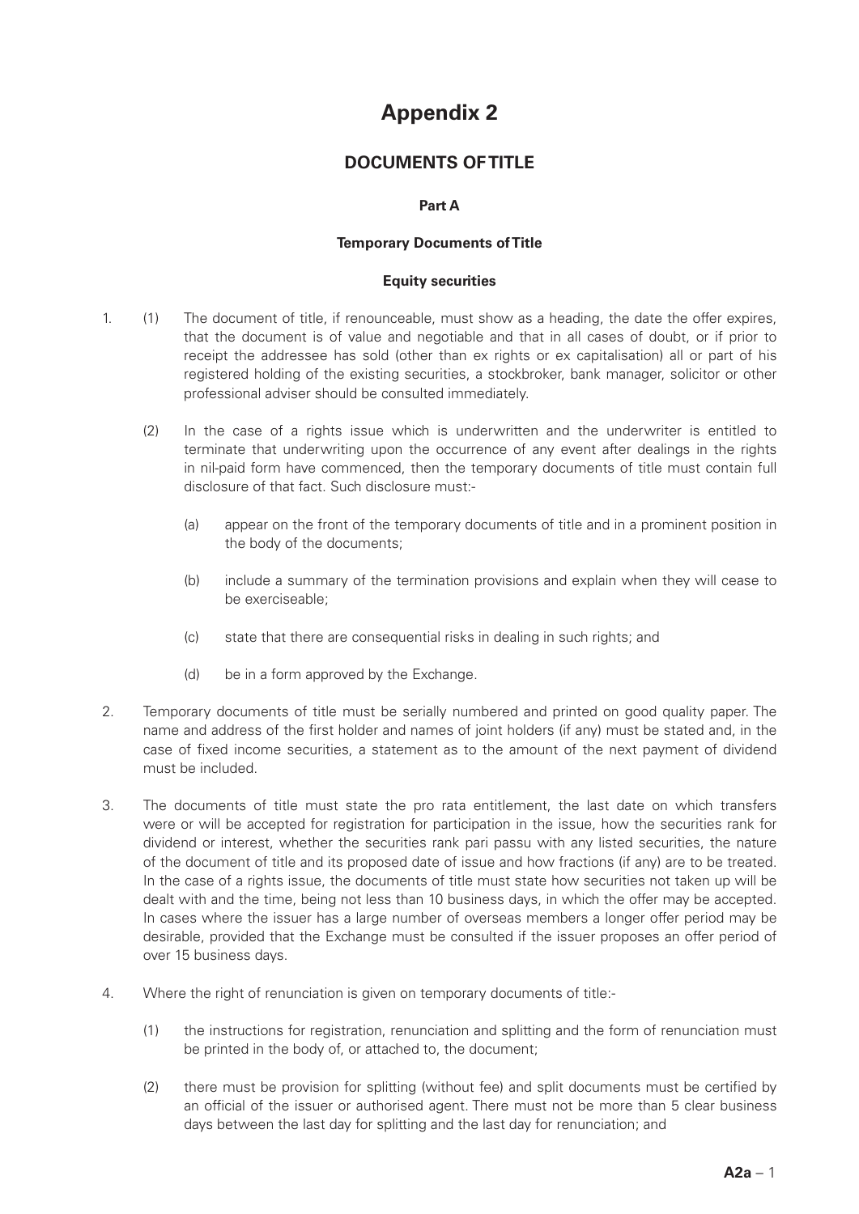# Appendix 2

## DOCUMENTS OF TITLE

### Part A

### Temporary Documents of Title

#### Equity securities

1. (1) The document of title, if renounceable, must show as a heading, the date the offer expires, that the document is of value and negotiable and that in all cases of doubt, or if prior to receipt the addressee has sold (other than ex rights or ex capitalisation) all or part of his registered holding of the existing securities, a stockbroker, bank manager, solicitor or other professional adviser should be consulted immediately.

   (2) In the case of a rights issue which is underwritten and the underwriter is entitled to terminate that underwriting upon the occurrence of any event after dealings in the rights in nil-paid form have commenced, then the temporary documents of title must contain full disclosure of that fact. Such disclosure must:-

   (a) appear on the front of the temporary documents of title and in a prominent position in the body of the documents;

   (b) include a summary of the termination provisions and explain when they will cease to be exerciseable;

   (c) state that there are consequential risks in dealing in such rights; and

   (d) be in a form approved by the Exchange.

2. Temporary documents of title must be serially numbered and printed on good quality paper. The name and address of the first holder and names of joint holders (if any) must be stated and, in the case of fixed income securities, a statement as to the amount of the next payment of dividend must be included.

3. The documents of title must state the pro rata entitlement, the last date on which transfers were or will be accepted for registration for participation in the issue, how the securities rank for dividend or interest, whether the securities rank pari passu with any listed securities, the nature of the document of title and its proposed date of issue and how fractions (if any) are to be treated. In the case of a rights issue, the documents of title must state how securities not taken up will be dealt with and the time, being not less than 10 business days, in which the offer may be accepted. In cases where the issuer has a large number of overseas members a longer offer period may be desirable, provided that the Exchange must be consulted if the issuer proposes an offer period of over 15 business days.

4. Where the right of renunciation is given on temporary documents of title:-

   (1) the instructions for registration, renunciation and splitting and the form of renunciation must be printed in the body of, or attached to, the document;

   (2) there must be provision for splitting (without fee) and split documents must be certified by an official of the issuer or authorised agent. There must not be more than 5 clear business days between the last day for splitting and the last day for renunciation; and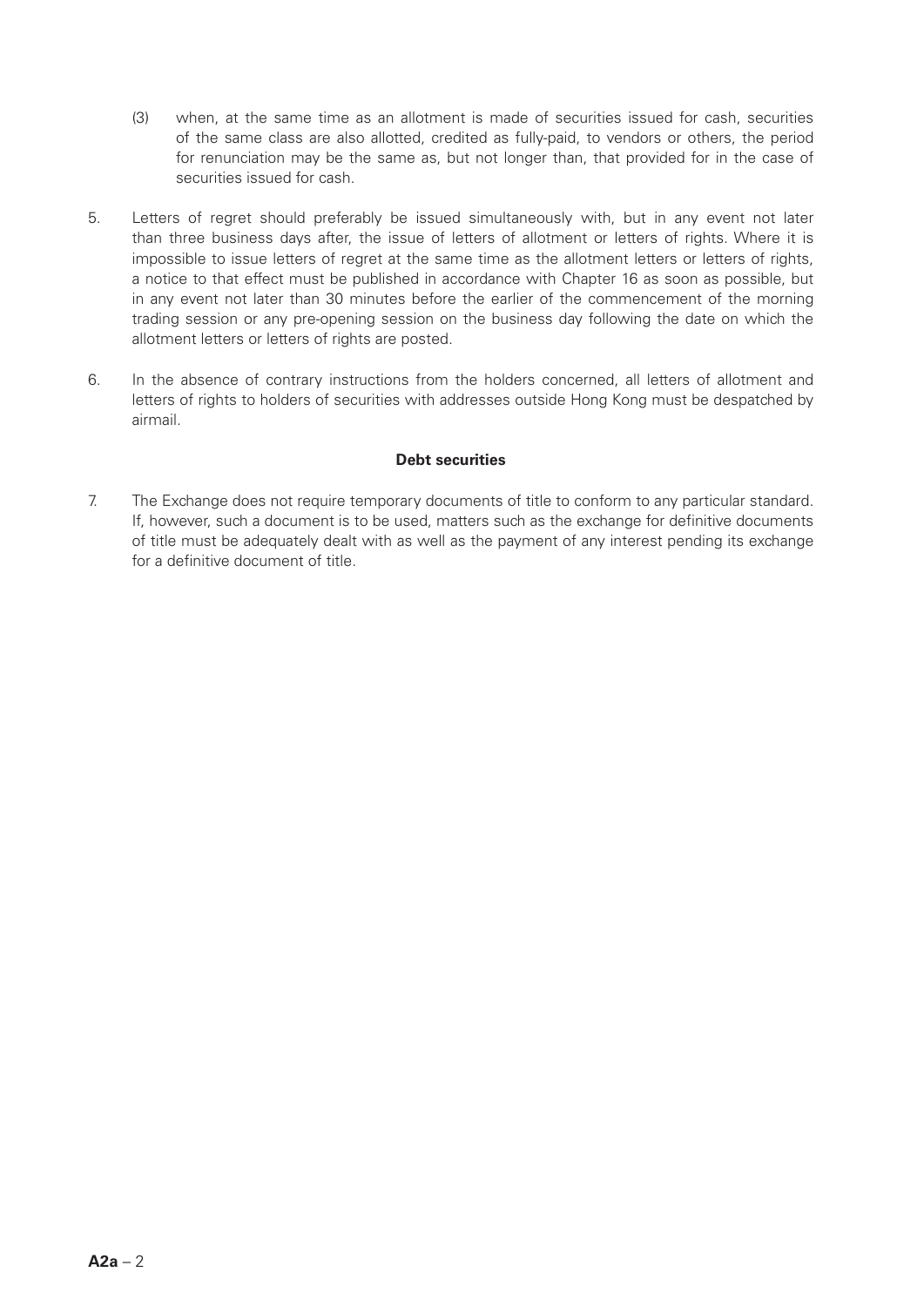(3) when, at the same time as an allotment is made of securities issued for cash, securities of the same class are also allotted, credited as fully-paid, to vendors or others, the period for renunciation may be the same as, but not longer than, that provided for in the case of securities issued for cash.

5. Letters of regret should preferably be issued simultaneously with, but in any event not later than three business days after, the issue of letters of allotment or letters of rights. Where it is impossible to issue letters of regret at the same time as the allotment letters or letters of rights, a notice to that effect must be published in accordance with Chapter 16 as soon as possible, but in any event not later than 30 minutes before the earlier of the commencement of the morning trading session or any pre-opening session on the business day following the date on which the allotment letters or letters of rights are posted.

6. In the absence of contrary instructions from the holders concerned, all letters of allotment and letters of rights to holders of securities with addresses outside Hong Kong must be despatched by airmail.

**Debt securities**

7. The Exchange does not require temporary documents of title to conform to any particular standard. If, however, such a document is to be used, matters such as the exchange for definitive documents of title must be adequately dealt with as well as the payment of any interest pending its exchange for a definitive document of title.